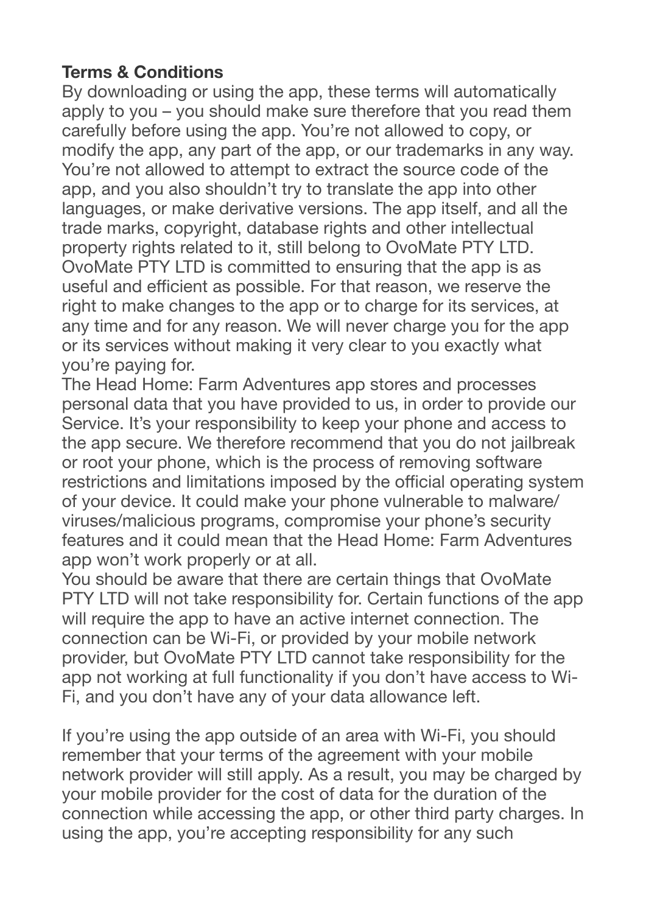**Terms & Conditions**

By downloading or using the app, these terms will automatically apply to you – you should make sure therefore that you read them carefully before using the app. You're not allowed to copy, or modify the app, any part of the app, or our trademarks in any way. You're not allowed to attempt to extract the source code of the app, and you also shouldn't try to translate the app into other languages, or make derivative versions. The app itself, and all the trade marks, copyright, database rights and other intellectual property rights related to it, still belong to OvoMate PTY LTD. OvoMate PTY LTD is committed to ensuring that the app is as useful and efficient as possible. For that reason, we reserve the right to make changes to the app or to charge for its services, at any time and for any reason. We will never charge you for the app or its services without making it very clear to you exactly what you're paying for.

The Head Home: Farm Adventures app stores and processes personal data that you have provided to us, in order to provide our Service. It's your responsibility to keep your phone and access to the app secure. We therefore recommend that you do not jailbreak or root your phone, which is the process of removing software restrictions and limitations imposed by the official operating system of your device. It could make your phone vulnerable to malware/viruses/malicious programs, compromise your phone's security features and it could mean that the Head Home: Farm Adventures app won't work properly or at all.

You should be aware that there are certain things that OvoMate PTY LTD will not take responsibility for. Certain functions of the app will require the app to have an active internet connection. The connection can be Wi-Fi, or provided by your mobile network provider, but OvoMate PTY LTD cannot take responsibility for the app not working at full functionality if you don't have access to Wi-Fi, and you don't have any of your data allowance left.

If you're using the app outside of an area with Wi-Fi, you should remember that your terms of the agreement with your mobile network provider will still apply. As a result, you may be charged by your mobile provider for the cost of data for the duration of the connection while accessing the app, or other third party charges. In using the app, you're accepting responsibility for any such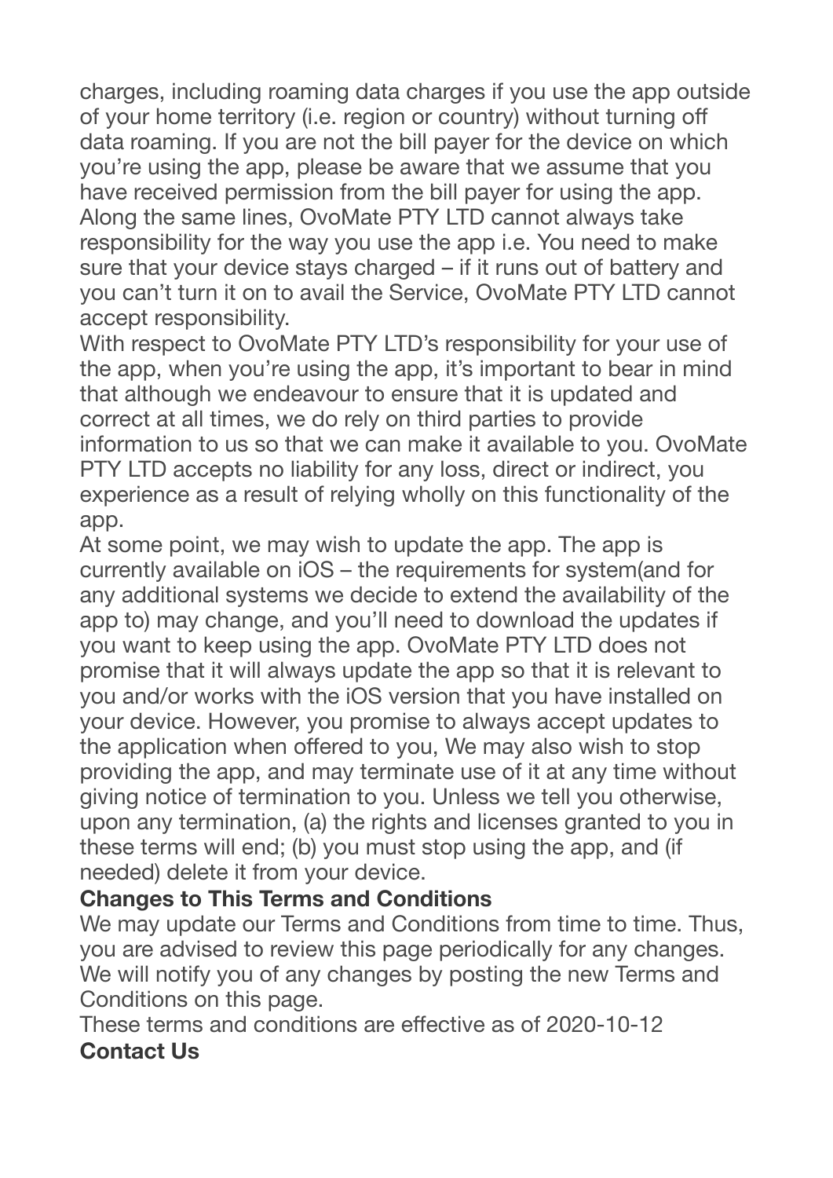charges, including roaming data charges if you use the app outside of your home territory (i.e. region or country) without turning off data roaming. If you are not the bill payer for the device on which you're using the app, please be aware that we assume that you have received permission from the bill payer for using the app. Along the same lines, OvoMate PTY LTD cannot always take responsibility for the way you use the app i.e. You need to make sure that your device stays charged – if it runs out of battery and you can't turn it on to avail the Service, OvoMate PTY LTD cannot accept responsibility.

With respect to OvoMate PTY LTD's responsibility for your use of the app, when you're using the app, it's important to bear in mind that although we endeavour to ensure that it is updated and correct at all times, we do rely on third parties to provide information to us so that we can make it available to you. OvoMate PTY LTD accepts no liability for any loss, direct or indirect, you experience as a result of relying wholly on this functionality of the app.

At some point, we may wish to update the app. The app is currently available on iOS – the requirements for system(and for any additional systems we decide to extend the availability of the app to) may change, and you'll need to download the updates if you want to keep using the app. OvoMate PTY LTD does not promise that it will always update the app so that it is relevant to you and/or works with the iOS version that you have installed on your device. However, you promise to always accept updates to the application when offered to you, We may also wish to stop providing the app, and may terminate use of it at any time without giving notice of termination to you. Unless we tell you otherwise, upon any termination, (a) the rights and licenses granted to you in these terms will end; (b) you must stop using the app, and (if needed) delete it from your device.

**Changes to This Terms and Conditions**

We may update our Terms and Conditions from time to time. Thus, you are advised to review this page periodically for any changes. We will notify you of any changes by posting the new Terms and Conditions on this page.

These terms and conditions are effective as of 2020-10-12

**Contact Us**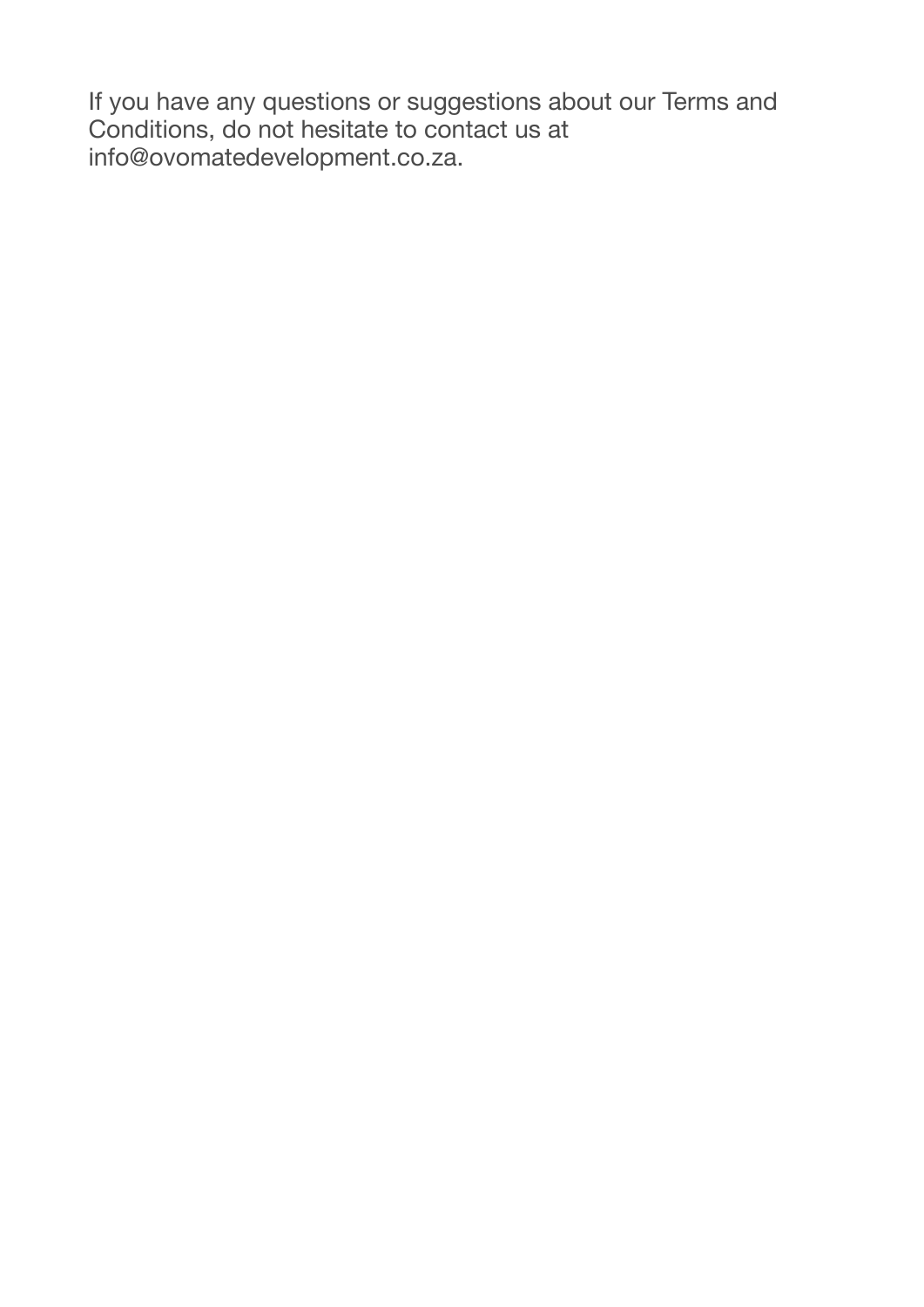If you have any questions or suggestions about our Terms and Conditions, do not hesitate to contact us at info@ovomatedevelopment.co.za.